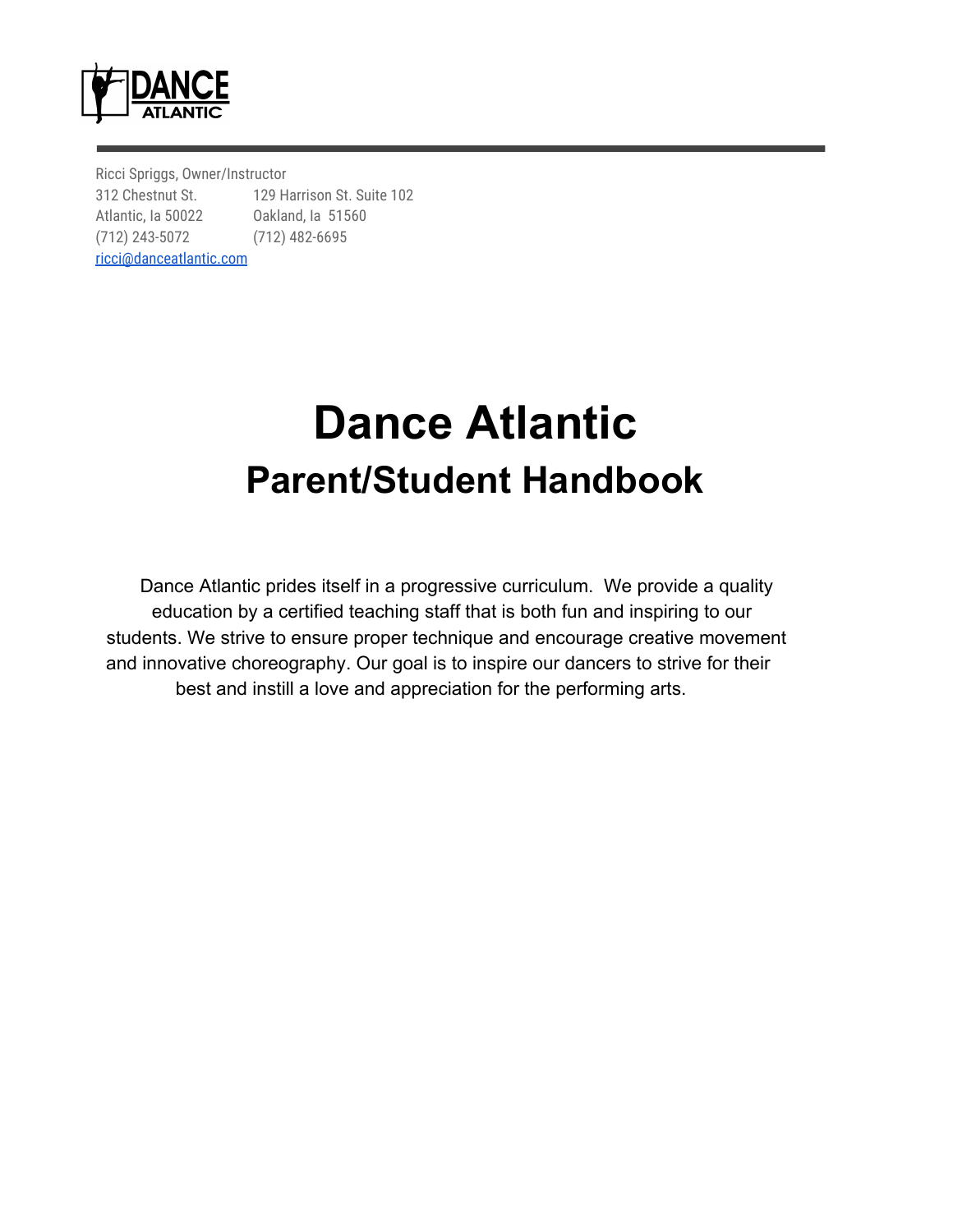Ricci Spriggs, Owner/Instructor

312 Chestnut St.
Atlantic, Ia 50022
(712) 243-5072

129 Harrison St. Suite 102
Oakland, Ia 51560
(712) 482-6695

ricci@danceatlantic.com

# Dance Atlantic

## Parent/Student Handbook

Dance Atlantic prides itself in a progressive curriculum. We provide a quality education by a certified teaching staff that is both fun and inspiring to our students. We strive to ensure proper technique and encourage creative movement and innovative choreography. Our goal is to inspire our dancers to strive for their best and instill a love and appreciation for the performing arts.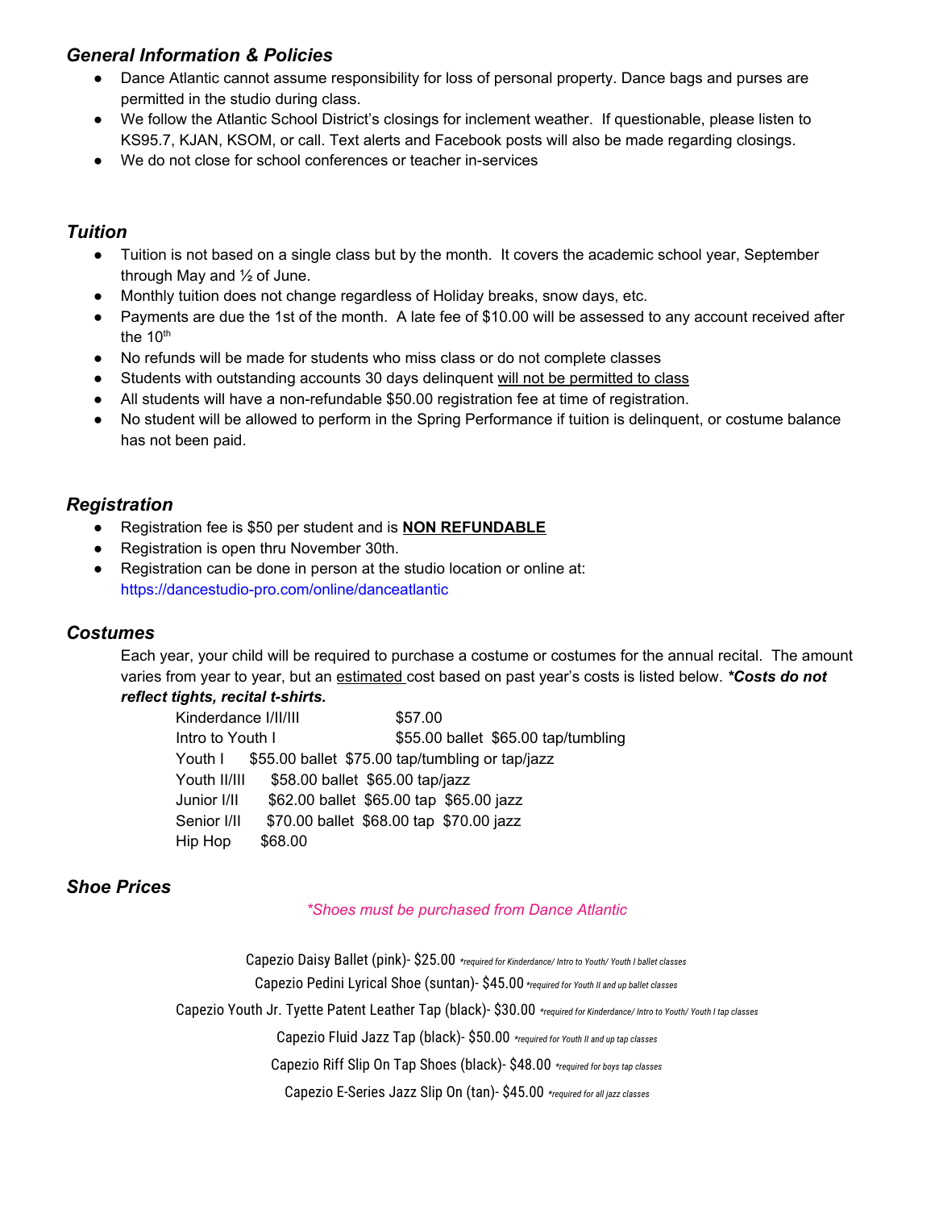### *General Information & Policies*

- Dance Atlantic cannot assume responsibility for loss of personal property. Dance bags and purses are permitted in the studio during class.
- We follow the Atlantic School District's closings for inclement weather. If questionable, please listen to KS95.7, KJAN, KSOM, or call. Text alerts and Facebook posts will also be made regarding closings.
- We do not close for school conferences or teacher in-services

### *Tuition*

- Tuition is not based on a single class but by the month. It covers the academic school year, September through May and ½ of June.
- Monthly tuition does not change regardless of Holiday breaks, snow days, etc.
- Payments are due the 1st of the month. A late fee of $10.00 will be assessed to any account received after the 10th
- No refunds will be made for students who miss class or do not complete classes
- Students with outstanding accounts 30 days delinquent <u>will not be permitted to class</u>
- All students will have a non-refundable $50.00 registration fee at time of registration.
- No student will be allowed to perform in the Spring Performance if tuition is delinquent, or costume balance has not been paid.

### *Registration*

- Registration fee is $50 per student and is <u>**NON REFUNDABLE**</u>
- Registration is open thru November 30th.
- Registration can be done in person at the studio location or online at: https://dancestudio-pro.com/online/danceatlantic

### *Costumes*

Each year, your child will be required to purchase a costume or costumes for the annual recital. The amount varies from year to year, but an <u>estimated</u> cost based on past year's costs is listed below. ***Costs do not reflect tights, recital t-shirts.***

Kinderdance I/II/III $57.00
Intro to Youth I $55.00 ballet $65.00 tap/tumbling
Youth I $55.00 ballet $75.00 tap/tumbling or tap/jazz
Youth II/III $58.00 ballet $65.00 tap/jazz
Junior I/II $62.00 ballet $65.00 tap $65.00 jazz
Senior I/II $70.00 ballet $68.00 tap $70.00 jazz
Hip Hop $68.00

### *Shoe Prices*

*\*Shoes must be purchased from Dance Atlantic*

Capezio Daisy Ballet (pink)- $25.00 *\*required for Kinderdance/ Intro to Youth/ Youth I ballet classes*

Capezio Pedini Lyrical Shoe (suntan)- $45.00 *\*required for Youth II and up ballet classes*

Capezio Youth Jr. Tyette Patent Leather Tap (black)- $30.00 *\*required for Kinderdance/ Intro to Youth/ Youth I tap classes*

Capezio Fluid Jazz Tap (black)- $50.00 *\*required for Youth II and up tap classes*

Capezio Riff Slip On Tap Shoes (black)- $48.00 *\*required for boys tap classes*

Capezio E-Series Jazz Slip On (tan)- $45.00 *\*required for all jazz classes*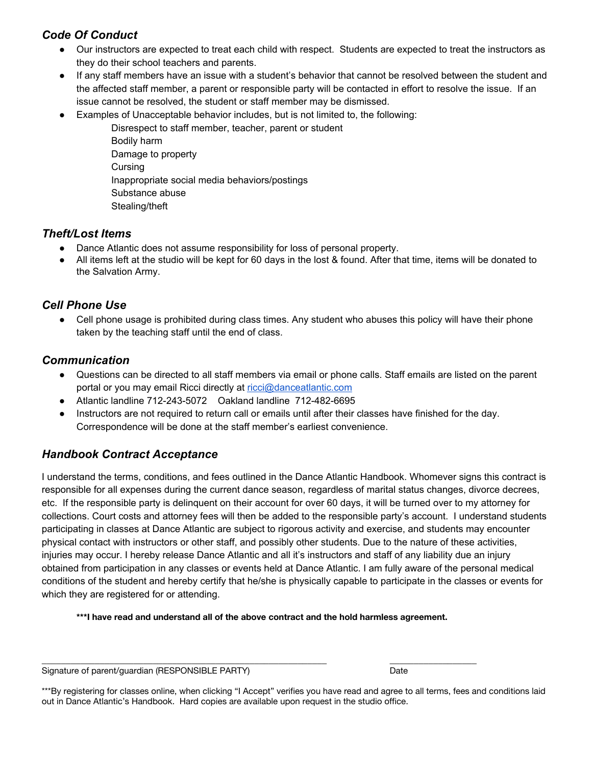### *Code Of Conduct*

- Our instructors are expected to treat each child with respect. Students are expected to treat the instructors as they do their school teachers and parents.
- If any staff members have an issue with a student's behavior that cannot be resolved between the student and the affected staff member, a parent or responsible party will be contacted in effort to resolve the issue. If an issue cannot be resolved, the student or staff member may be dismissed.
- Examples of Unacceptable behavior includes, but is not limited to, the following:
  - Disrespect to staff member, teacher, parent or student
  - Bodily harm
  - Damage to property
  - Cursing
  - Inappropriate social media behaviors/postings
  - Substance abuse
  - Stealing/theft

### *Theft/Lost Items*

- Dance Atlantic does not assume responsibility for loss of personal property.
- All items left at the studio will be kept for 60 days in the lost & found. After that time, items will be donated to the Salvation Army.

### *Cell Phone Use*

- Cell phone usage is prohibited during class times. Any student who abuses this policy will have their phone taken by the teaching staff until the end of class.

### *Communication*

- Questions can be directed to all staff members via email or phone calls. Staff emails are listed on the parent portal or you may email Ricci directly at ricci@danceatlantic.com
- Atlantic landline 712-243-5072 Oakland landline 712-482-6695
- Instructors are not required to return call or emails until after their classes have finished for the day. Correspondence will be done at the staff member's earliest convenience.

### *Handbook Contract Acceptance*

I understand the terms, conditions, and fees outlined in the Dance Atlantic Handbook. Whomever signs this contract is responsible for all expenses during the current dance season, regardless of marital status changes, divorce decrees, etc. If the responsible party is delinquent on their account for over 60 days, it will be turned over to my attorney for collections. Court costs and attorney fees will then be added to the responsible party's account. I understand students participating in classes at Dance Atlantic are subject to rigorous activity and exercise, and students may encounter physical contact with instructors or other staff, and possibly other students. Due to the nature of these activities, injuries may occur. I hereby release Dance Atlantic and all it's instructors and staff of any liability due an injury obtained from participation in any classes or events held at Dance Atlantic. I am fully aware of the personal medical conditions of the student and hereby certify that he/she is physically capable to participate in the classes or events for which they are registered for or attending.

**\*\*\*I have read and understand all of the above contract and the hold harmless agreement.**

_____________________________________________________________ ___________________

Signature of parent/guardian (RESPONSIBLE PARTY) Date

\*\*\*By registering for classes online, when clicking "I Accept" verifies you have read and agree to all terms, fees and conditions laid out in Dance Atlantic's Handbook. Hard copies are available upon request in the studio office.